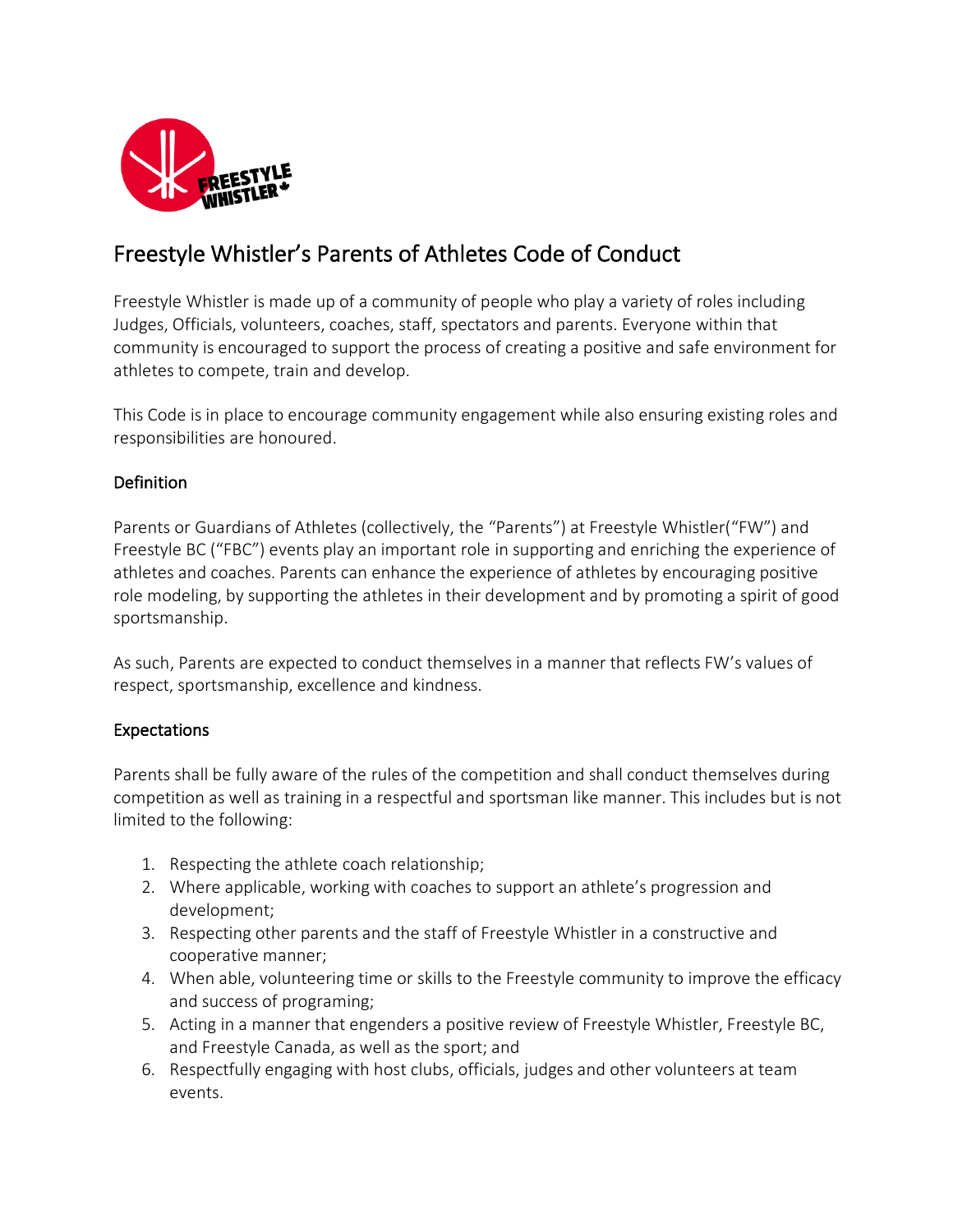# Freestyle Whistler's Parents of Athletes Code of Conduct

Freestyle Whistler is made up of a community of people who play a variety of roles including Judges, Officials, volunteers, coaches, staff, spectators and parents. Everyone within that community is encouraged to support the process of creating a positive and safe environment for athletes to compete, train and develop.

This Code is in place to encourage community engagement while also ensuring existing roles and responsibilities are honoured.

## Definition

Parents or Guardians of Athletes (collectively, the "Parents") at Freestyle Whistler("FW") and Freestyle BC ("FBC") events play an important role in supporting and enriching the experience of athletes and coaches. Parents can enhance the experience of athletes by encouraging positive role modeling, by supporting the athletes in their development and by promoting a spirit of good sportsmanship.

As such, Parents are expected to conduct themselves in a manner that reflects FW's values of respect, sportsmanship, excellence and kindness.

## Expectations

Parents shall be fully aware of the rules of the competition and shall conduct themselves during competition as well as training in a respectful and sportsman like manner. This includes but is not limited to the following:

1. Respecting the athlete coach relationship;
2. Where applicable, working with coaches to support an athlete's progression and development;
3. Respecting other parents and the staff of Freestyle Whistler in a constructive and cooperative manner;
4. When able, volunteering time or skills to the Freestyle community to improve the efficacy and success of programing;
5. Acting in a manner that engenders a positive review of Freestyle Whistler, Freestyle BC, and Freestyle Canada, as well as the sport; and
6. Respectfully engaging with host clubs, officials, judges and other volunteers at team events.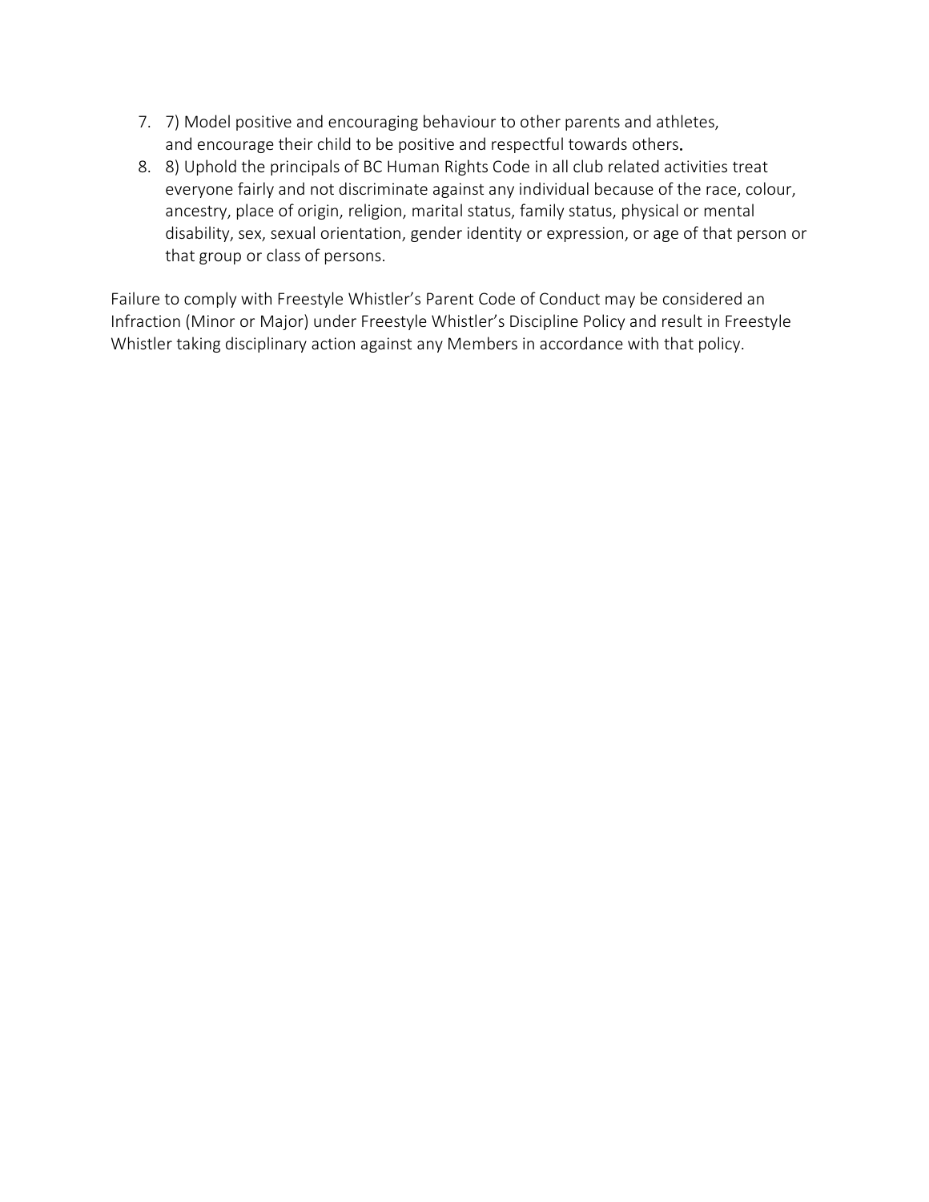7. 7) Model positive and encouraging behaviour to other parents and athletes, and encourage their child to be positive and respectful towards others.
8. 8) Uphold the principals of BC Human Rights Code in all club related activities treat everyone fairly and not discriminate against any individual because of the race, colour, ancestry, place of origin, religion, marital status, family status, physical or mental disability, sex, sexual orientation, gender identity or expression, or age of that person or that group or class of persons.

Failure to comply with Freestyle Whistler's Parent Code of Conduct may be considered an Infraction (Minor or Major) under Freestyle Whistler's Discipline Policy and result in Freestyle Whistler taking disciplinary action against any Members in accordance with that policy.